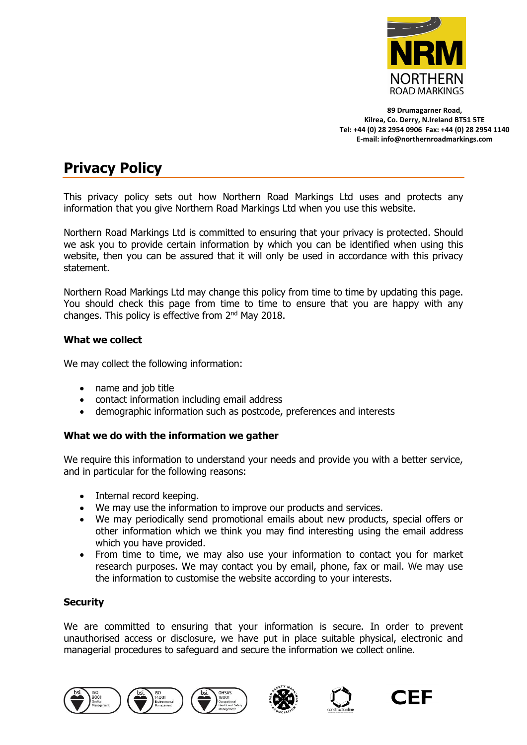NORTHERN ROAD MARKINGS

**89 Drumagarner Road,**
**Kilrea, Co. Derry, N.Ireland BT51 5TE**
**Tel: +44 (0) 28 2954 0906 Fax: +44 (0) 28 2954 1140**
**E-mail: info@northernroadmarkings.com**

# Privacy Policy

This privacy policy sets out how Northern Road Markings Ltd uses and protects any information that you give Northern Road Markings Ltd when you use this website.

Northern Road Markings Ltd is committed to ensuring that your privacy is protected. Should we ask you to provide certain information by which you can be identified when using this website, then you can be assured that it will only be used in accordance with this privacy statement.

Northern Road Markings Ltd may change this policy from time to time by updating this page. You should check this page from time to time to ensure that you are happy with any changes. This policy is effective from 2nd May 2018.

**What we collect**

We may collect the following information:

- name and job title
- contact information including email address
- demographic information such as postcode, preferences and interests

**What we do with the information we gather**

We require this information to understand your needs and provide you with a better service, and in particular for the following reasons:

- Internal record keeping.
- We may use the information to improve our products and services.
- We may periodically send promotional emails about new products, special offers or other information which we think you may find interesting using the email address which you have provided.
- From time to time, we may also use your information to contact you for market research purposes. We may contact you by email, phone, fax or mail. We may use the information to customise the website according to your interests.

**Security**

We are committed to ensuring that your information is secure. In order to prevent unauthorised access or disclosure, we have put in place suitable physical, electronic and managerial procedures to safeguard and secure the information we collect online.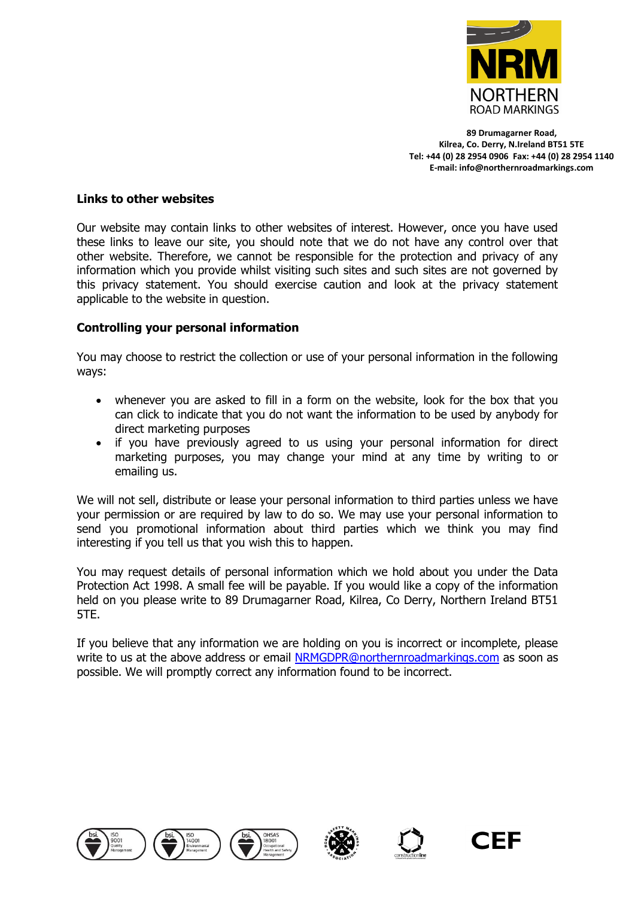## Links to other websites

Our website may contain links to other websites of interest. However, once you have used these links to leave our site, you should note that we do not have any control over that other website. Therefore, we cannot be responsible for the protection and privacy of any information which you provide whilst visiting such sites and such sites are not governed by this privacy statement. You should exercise caution and look at the privacy statement applicable to the website in question.

## Controlling your personal information

You may choose to restrict the collection or use of your personal information in the following ways:

- whenever you are asked to fill in a form on the website, look for the box that you can click to indicate that you do not want the information to be used by anybody for direct marketing purposes
- if you have previously agreed to us using your personal information for direct marketing purposes, you may change your mind at any time by writing to or emailing us.

We will not sell, distribute or lease your personal information to third parties unless we have your permission or are required by law to do so. We may use your personal information to send you promotional information about third parties which we think you may find interesting if you tell us that you wish this to happen.

You may request details of personal information which we hold about you under the Data Protection Act 1998. A small fee will be payable. If you would like a copy of the information held on you please write to 89 Drumagarner Road, Kilrea, Co Derry, Northern Ireland BT51 5TE.

If you believe that any information we are holding on you is incorrect or incomplete, please write to us at the above address or email NRMGDPR@northernroadmarkings.com as soon as possible. We will promptly correct any information found to be incorrect.